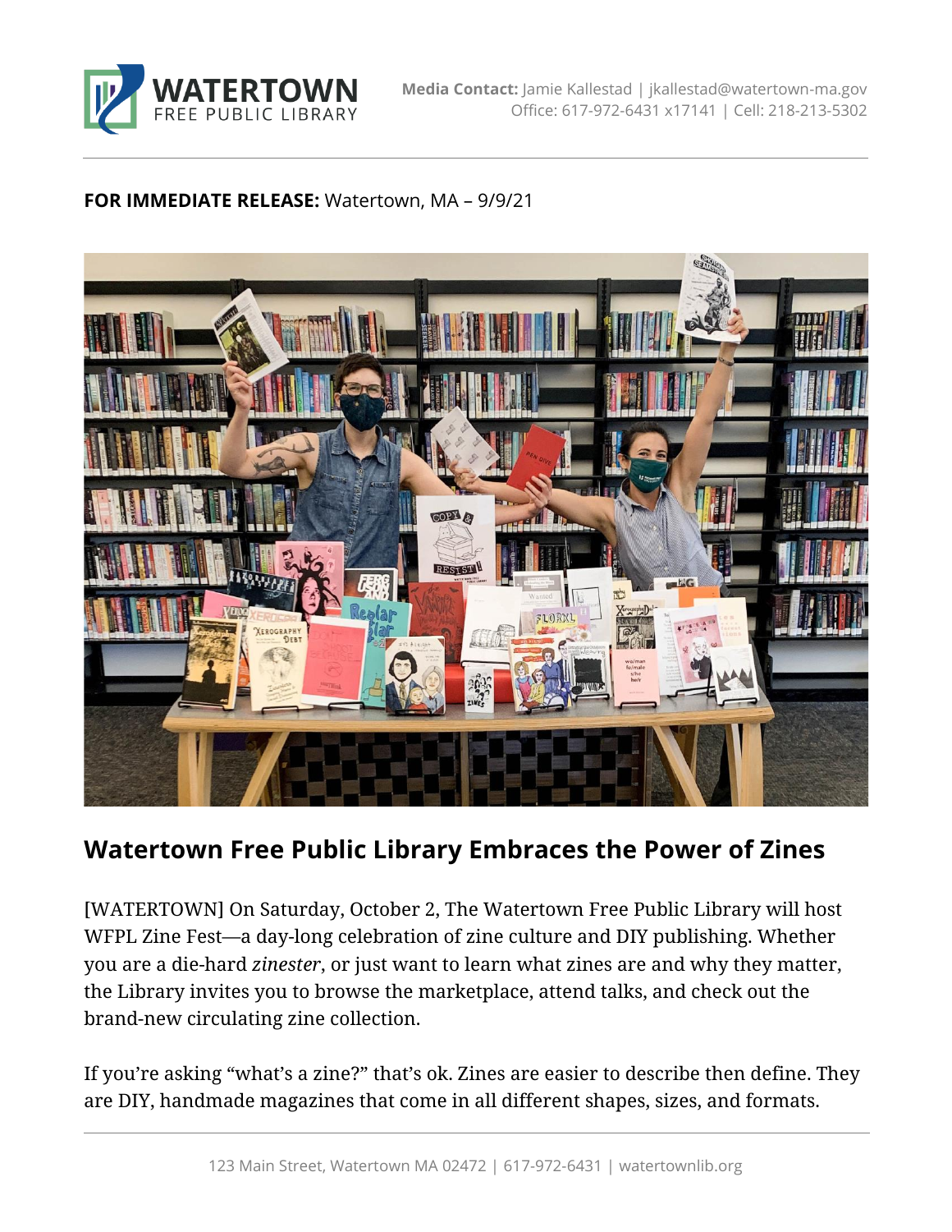**Media Contact:** Jamie Kallestad | jkallestad@watertown-ma.gov
Office: 617-972-6431 x17141 | Cell: 218-213-5302

**FOR IMMEDIATE RELEASE:** Watertown, MA – 9/9/21

## Watertown Free Public Library Embraces the Power of Zines

[WATERTOWN] On Saturday, October 2, The Watertown Free Public Library will host WFPL Zine Fest—a day-long celebration of zine culture and DIY publishing. Whether you are a die-hard *zinester*, or just want to learn what zines are and why they matter, the Library invites you to browse the marketplace, attend talks, and check out the brand-new circulating zine collection.

If you're asking "what's a zine?" that's ok. Zines are easier to describe then define. They are DIY, handmade magazines that come in all different shapes, sizes, and formats.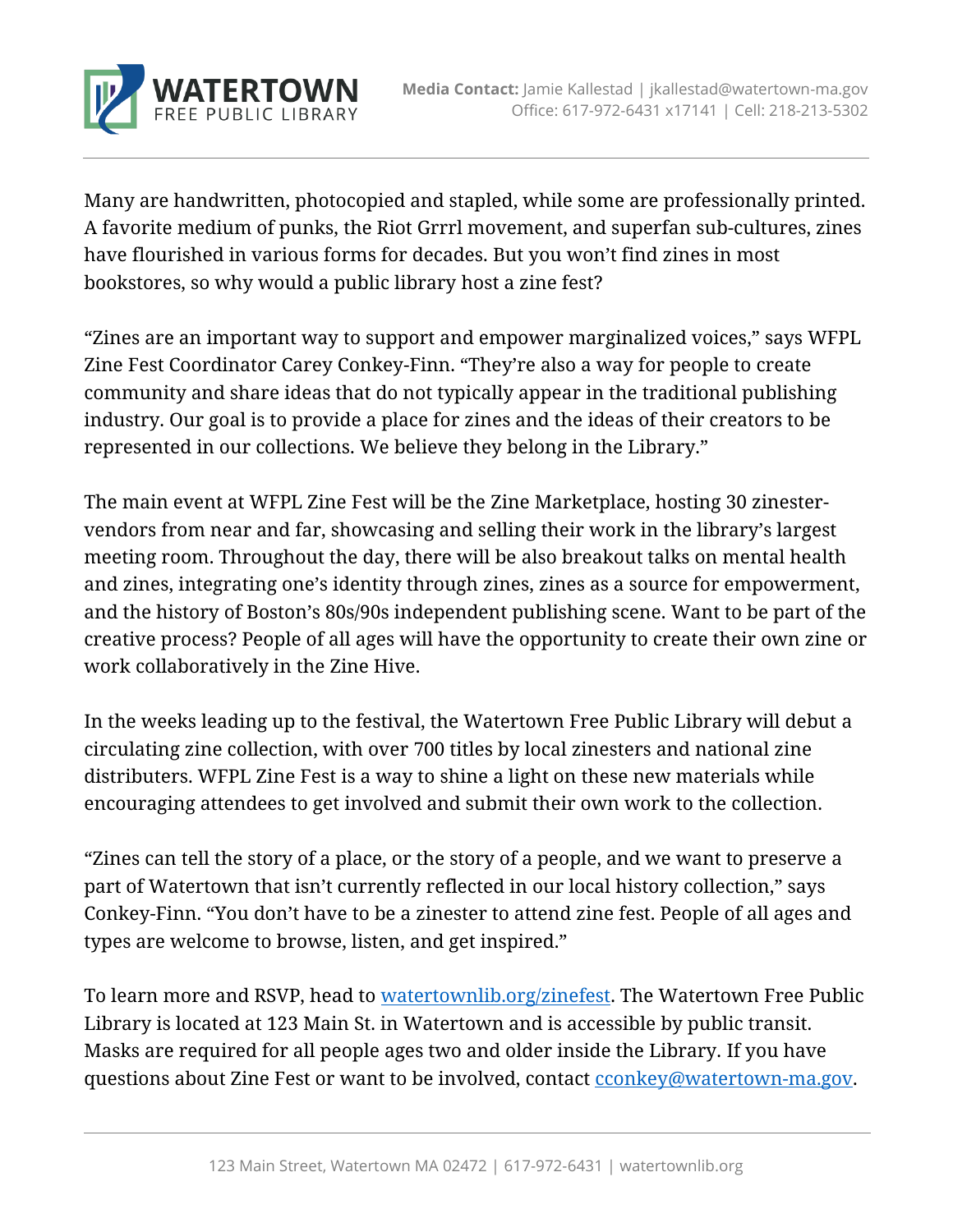Many are handwritten, photocopied and stapled, while some are professionally printed. A favorite medium of punks, the Riot Grrrl movement, and superfan sub-cultures, zines have flourished in various forms for decades. But you won't find zines in most bookstores, so why would a public library host a zine fest?

"Zines are an important way to support and empower marginalized voices," says WFPL Zine Fest Coordinator Carey Conkey-Finn. "They're also a way for people to create community and share ideas that do not typically appear in the traditional publishing industry. Our goal is to provide a place for zines and the ideas of their creators to be represented in our collections. We believe they belong in the Library."

The main event at WFPL Zine Fest will be the Zine Marketplace, hosting 30 zinester-vendors from near and far, showcasing and selling their work in the library's largest meeting room. Throughout the day, there will be also breakout talks on mental health and zines, integrating one's identity through zines, zines as a source for empowerment, and the history of Boston's 80s/90s independent publishing scene. Want to be part of the creative process? People of all ages will have the opportunity to create their own zine or work collaboratively in the Zine Hive.

In the weeks leading up to the festival, the Watertown Free Public Library will debut a circulating zine collection, with over 700 titles by local zinesters and national zine distributers. WFPL Zine Fest is a way to shine a light on these new materials while encouraging attendees to get involved and submit their own work to the collection.

"Zines can tell the story of a place, or the story of a people, and we want to preserve a part of Watertown that isn't currently reflected in our local history collection," says Conkey-Finn. "You don't have to be a zinester to attend zine fest. People of all ages and types are welcome to browse, listen, and get inspired."

To learn more and RSVP, head to [watertownlib.org/zinefest](watertownlib.org/zinefest). The Watertown Free Public Library is located at 123 Main St. in Watertown and is accessible by public transit. Masks are required for all people ages two and older inside the Library. If you have questions about Zine Fest or want to be involved, contact [cconkey@watertown-ma.gov](mailto:cconkey@watertown-ma.gov).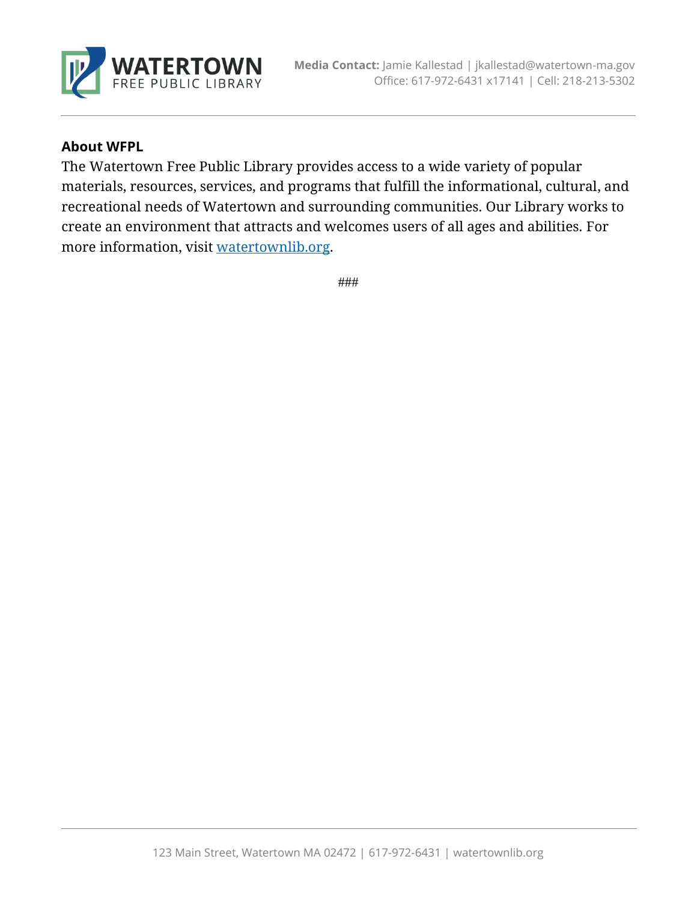**Media Contact:** Jamie Kallestad | jkallestad@watertown-ma.gov
Office: 617-972-6431 x17141 | Cell: 218-213-5302

**About WFPL**

The Watertown Free Public Library provides access to a wide variety of popular materials, resources, services, and programs that fulfill the informational, cultural, and recreational needs of Watertown and surrounding communities. Our Library works to create an environment that attracts and welcomes users of all ages and abilities. For more information, visit [watertownlib.org](watertownlib.org).

###